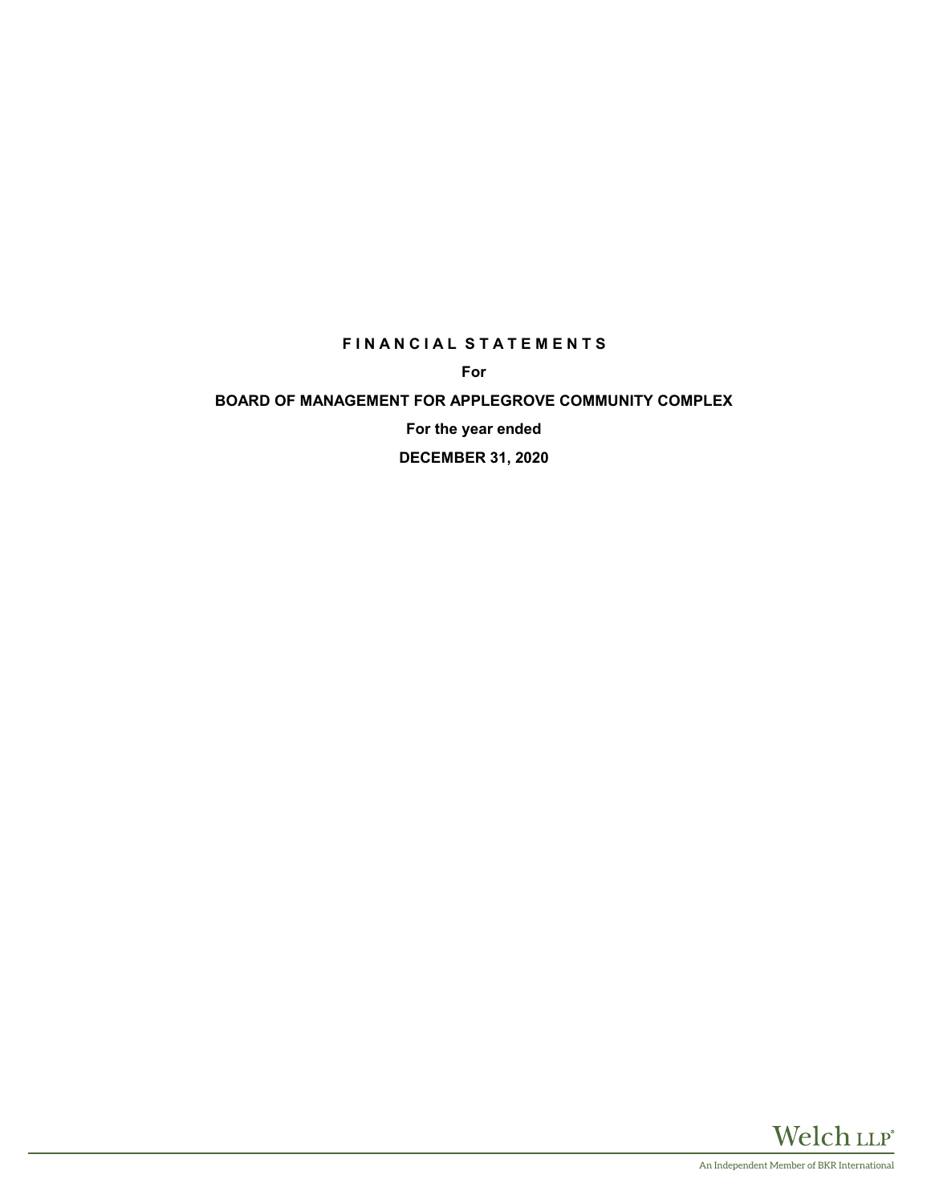# FINANCIAL STATEMENTS

**For**

**BOARD OF MANAGEMENT FOR APPLEGROVE COMMUNITY COMPLEX**

**For the year ended**

**DECEMBER 31, 2020**

Welch LLP®

An Independent Member of BKR International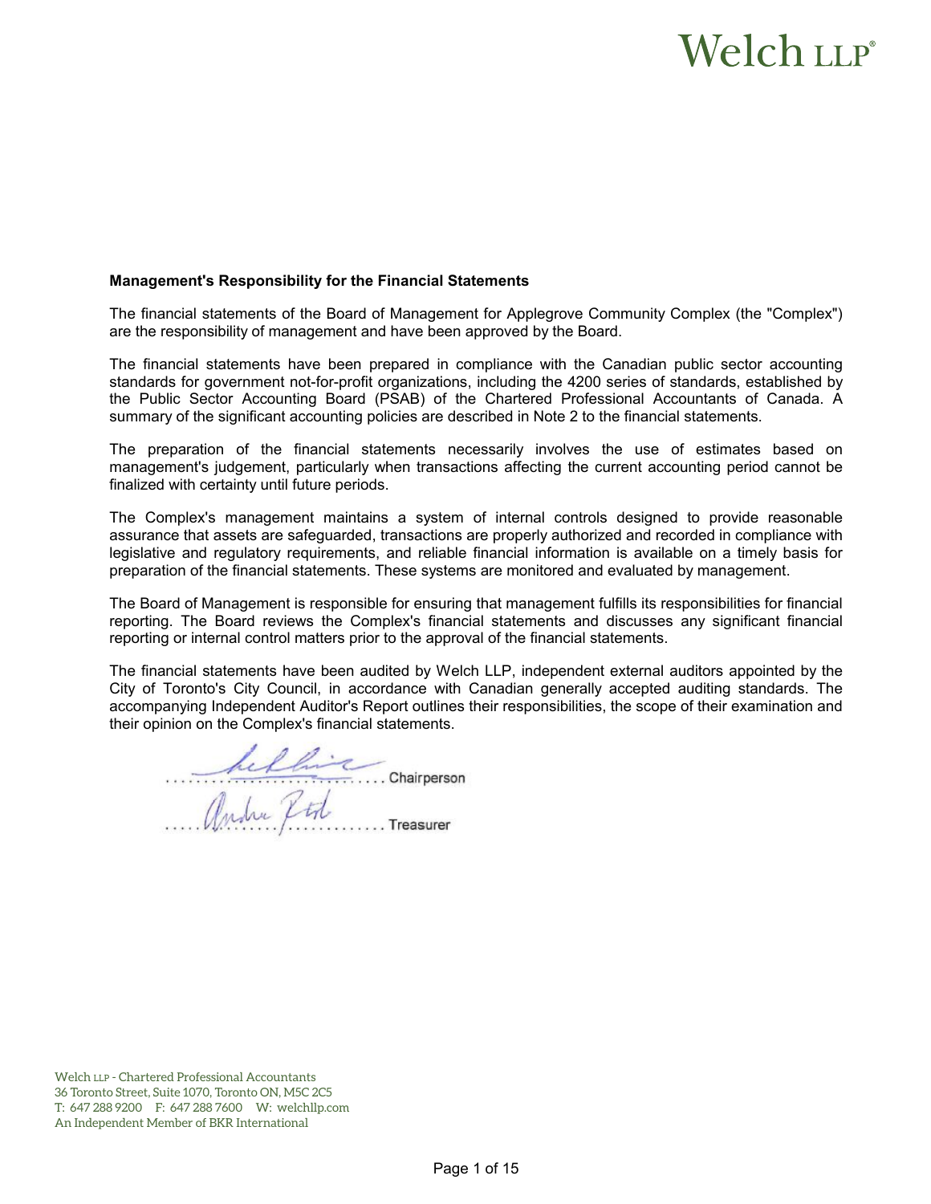## Management's Responsibility for the Financial Statements

The financial statements of the Board of Management for Applegrove Community Complex (the "Complex") are the responsibility of management and have been approved by the Board.

The financial statements have been prepared in compliance with the Canadian public sector accounting standards for government not-for-profit organizations, including the 4200 series of standards, established by the Public Sector Accounting Board (PSAB) of the Chartered Professional Accountants of Canada. A summary of the significant accounting policies are described in Note 2 to the financial statements.

The preparation of the financial statements necessarily involves the use of estimates based on management's judgement, particularly when transactions affecting the current accounting period cannot be finalized with certainty until future periods.

The Complex's management maintains a system of internal controls designed to provide reasonable assurance that assets are safeguarded, transactions are properly authorized and recorded in compliance with legislative and regulatory requirements, and reliable financial information is available on a timely basis for preparation of the financial statements. These systems are monitored and evaluated by management.

The Board of Management is responsible for ensuring that management fulfills its responsibilities for financial reporting. The Board reviews the Complex's financial statements and discusses any significant financial reporting or internal control matters prior to the approval of the financial statements.

The financial statements have been audited by Welch LLP, independent external auditors appointed by the City of Toronto's City Council, in accordance with Canadian generally accepted auditing standards. The accompanying Independent Auditor's Report outlines their responsibilities, the scope of their examination and their opinion on the Complex's financial statements.

.................................... Chairperson

.................................... Treasurer

Welch LLP - Chartered Professional Accountants
36 Toronto Street, Suite 1070, Toronto ON, M5C 2C5
T: 647 288 9200 F: 647 288 7600 W: welchllp.com
An Independent Member of BKR International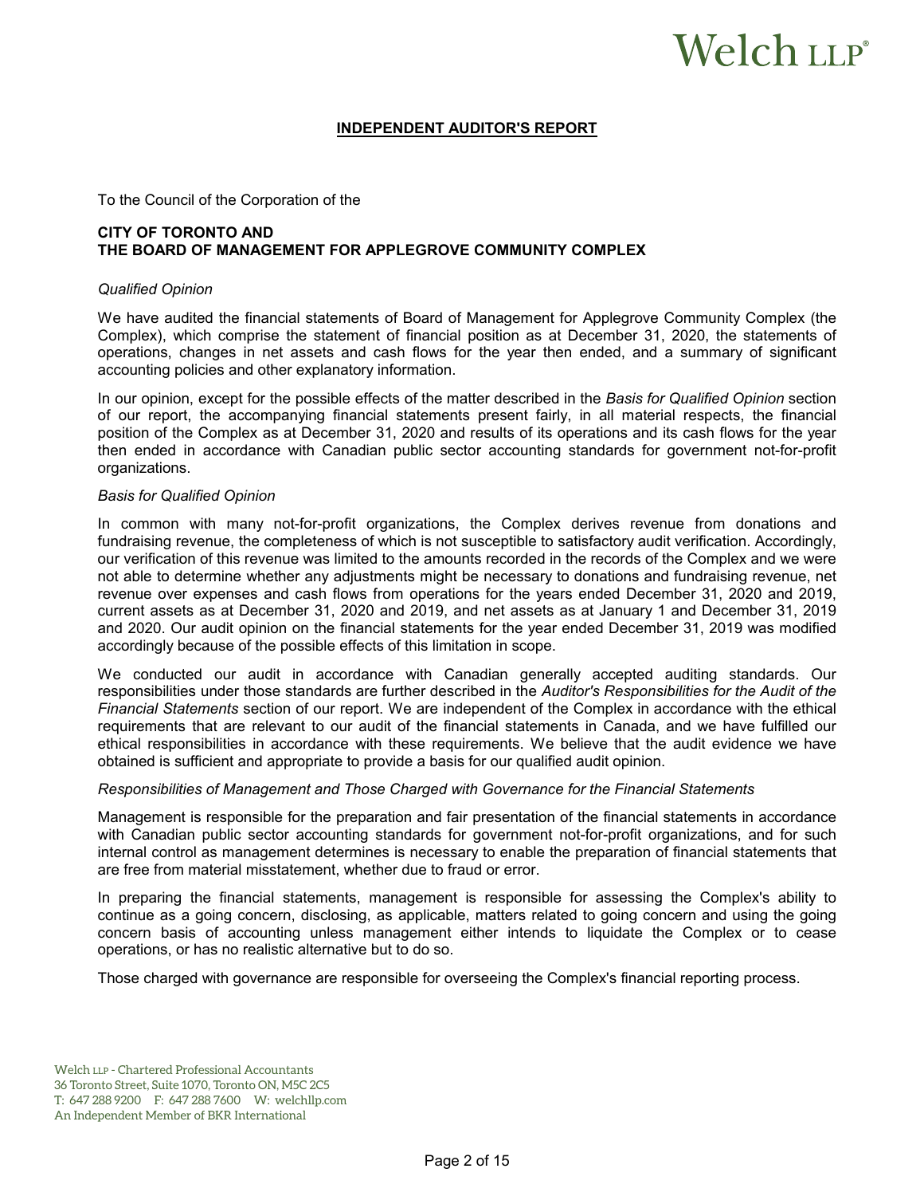# Welch LLP®

## INDEPENDENT AUDITOR'S REPORT

To the Council of the Corporation of the

**CITY OF TORONTO AND**
**THE BOARD OF MANAGEMENT FOR APPLEGROVE COMMUNITY COMPLEX**

*Qualified Opinion*

We have audited the financial statements of Board of Management for Applegrove Community Complex (the Complex), which comprise the statement of financial position as at December 31, 2020, the statements of operations, changes in net assets and cash flows for the year then ended, and a summary of significant accounting policies and other explanatory information.

In our opinion, except for the possible effects of the matter described in the *Basis for Qualified Opinion* section of our report, the accompanying financial statements present fairly, in all material respects, the financial position of the Complex as at December 31, 2020 and results of its operations and its cash flows for the year then ended in accordance with Canadian public sector accounting standards for government not-for-profit organizations.

*Basis for Qualified Opinion*

In common with many not-for-profit organizations, the Complex derives revenue from donations and fundraising revenue, the completeness of which is not susceptible to satisfactory audit verification. Accordingly, our verification of this revenue was limited to the amounts recorded in the records of the Complex and we were not able to determine whether any adjustments might be necessary to donations and fundraising revenue, net revenue over expenses and cash flows from operations for the years ended December 31, 2020 and 2019, current assets as at December 31, 2020 and 2019, and net assets as at January 1 and December 31, 2019 and 2020. Our audit opinion on the financial statements for the year ended December 31, 2019 was modified accordingly because of the possible effects of this limitation in scope.

We conducted our audit in accordance with Canadian generally accepted auditing standards. Our responsibilities under those standards are further described in the *Auditor's Responsibilities for the Audit of the Financial Statements* section of our report. We are independent of the Complex in accordance with the ethical requirements that are relevant to our audit of the financial statements in Canada, and we have fulfilled our ethical responsibilities in accordance with these requirements. We believe that the audit evidence we have obtained is sufficient and appropriate to provide a basis for our qualified audit opinion.

*Responsibilities of Management and Those Charged with Governance for the Financial Statements*

Management is responsible for the preparation and fair presentation of the financial statements in accordance with Canadian public sector accounting standards for government not-for-profit organizations, and for such internal control as management determines is necessary to enable the preparation of financial statements that are free from material misstatement, whether due to fraud or error.

In preparing the financial statements, management is responsible for assessing the Complex's ability to continue as a going concern, disclosing, as applicable, matters related to going concern and using the going concern basis of accounting unless management either intends to liquidate the Complex or to cease operations, or has no realistic alternative but to do so.

Those charged with governance are responsible for overseeing the Complex's financial reporting process.

Welch LLP - Chartered Professional Accountants
36 Toronto Street, Suite 1070, Toronto ON, M5C 2C5
T: 647 288 9200 F: 647 288 7600 W: welchllp.com
An Independent Member of BKR International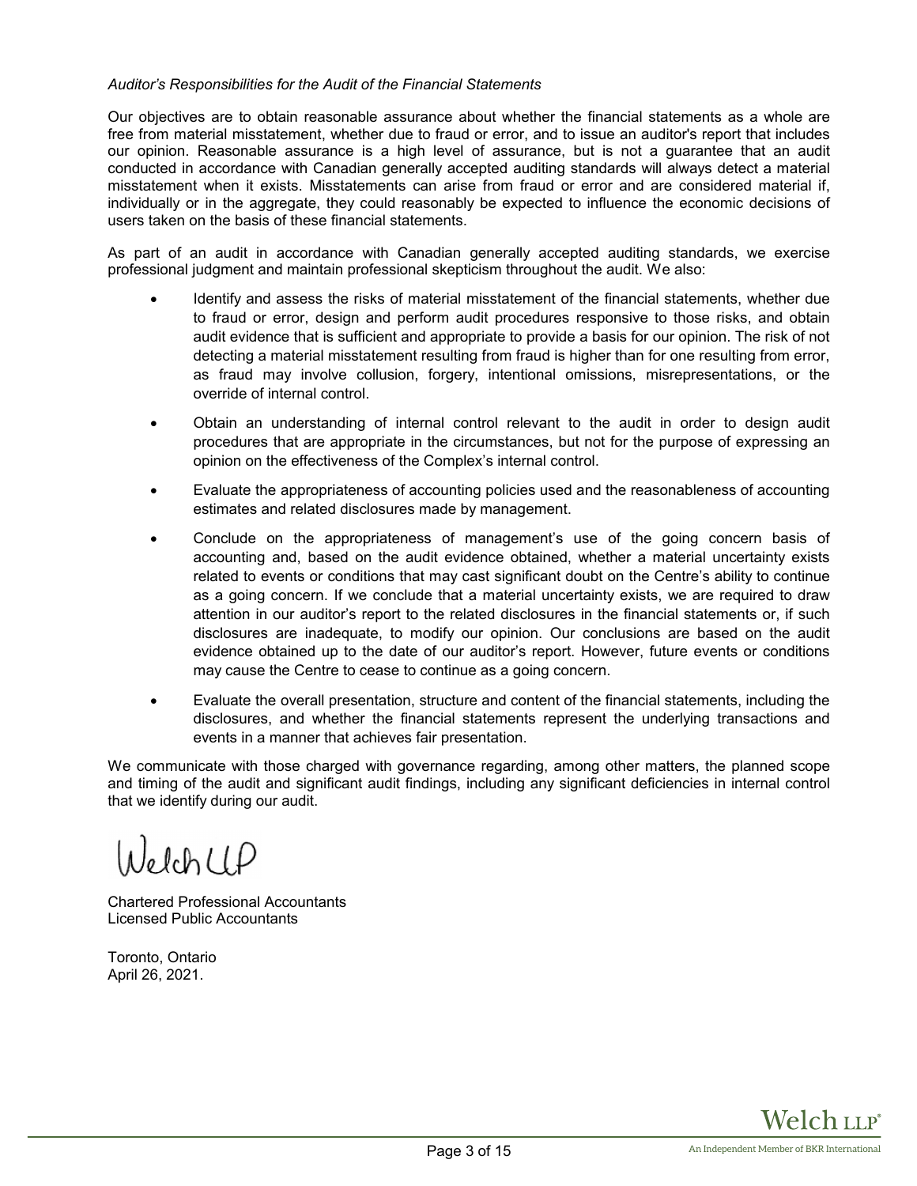*Auditor's Responsibilities for the Audit of the Financial Statements*

Our objectives are to obtain reasonable assurance about whether the financial statements as a whole are free from material misstatement, whether due to fraud or error, and to issue an auditor's report that includes our opinion. Reasonable assurance is a high level of assurance, but is not a guarantee that an audit conducted in accordance with Canadian generally accepted auditing standards will always detect a material misstatement when it exists. Misstatements can arise from fraud or error and are considered material if, individually or in the aggregate, they could reasonably be expected to influence the economic decisions of users taken on the basis of these financial statements.

As part of an audit in accordance with Canadian generally accepted auditing standards, we exercise professional judgment and maintain professional skepticism throughout the audit. We also:

- Identify and assess the risks of material misstatement of the financial statements, whether due to fraud or error, design and perform audit procedures responsive to those risks, and obtain audit evidence that is sufficient and appropriate to provide a basis for our opinion. The risk of not detecting a material misstatement resulting from fraud is higher than for one resulting from error, as fraud may involve collusion, forgery, intentional omissions, misrepresentations, or the override of internal control.
- Obtain an understanding of internal control relevant to the audit in order to design audit procedures that are appropriate in the circumstances, but not for the purpose of expressing an opinion on the effectiveness of the Complex's internal control.
- Evaluate the appropriateness of accounting policies used and the reasonableness of accounting estimates and related disclosures made by management.
- Conclude on the appropriateness of management's use of the going concern basis of accounting and, based on the audit evidence obtained, whether a material uncertainty exists related to events or conditions that may cast significant doubt on the Centre's ability to continue as a going concern. If we conclude that a material uncertainty exists, we are required to draw attention in our auditor's report to the related disclosures in the financial statements or, if such disclosures are inadequate, to modify our opinion. Our conclusions are based on the audit evidence obtained up to the date of our auditor's report. However, future events or conditions may cause the Centre to cease to continue as a going concern.
- Evaluate the overall presentation, structure and content of the financial statements, including the disclosures, and whether the financial statements represent the underlying transactions and events in a manner that achieves fair presentation.

We communicate with those charged with governance regarding, among other matters, the planned scope and timing of the audit and significant audit findings, including any significant deficiencies in internal control that we identify during our audit.

Welch LLP

Chartered Professional Accountants
Licensed Public Accountants

Toronto, Ontario
April 26, 2021.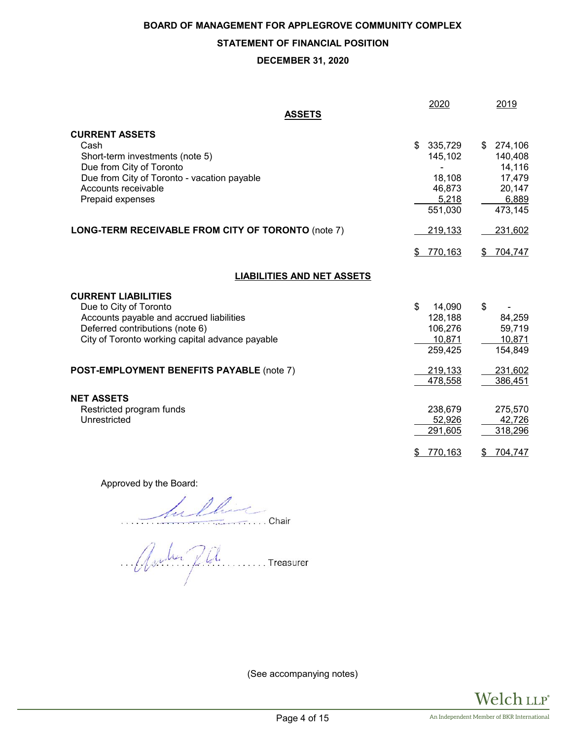**BOARD OF MANAGEMENT FOR APPLEGROVE COMMUNITY COMPLEX**

**STATEMENT OF FINANCIAL POSITION**

**DECEMBER 31, 2020**

| | 2020 | 2019 |
|---|---|---|
| **ASSETS** | | |
| **CURRENT ASSETS** | | |
| Cash | $ 335,729 | $ 274,106 |
| Short-term investments (note 5) | 145,102 | 140,408 |
| Due from City of Toronto | - | 14,116 |
| Due from City of Toronto - vacation payable | 18,108 | 17,479 |
| Accounts receivable | 46,873 | 20,147 |
| Prepaid expenses | 5,218 | 6,889 |
| | 551,030 | 473,145 |
| **LONG-TERM RECEIVABLE FROM CITY OF TORONTO** (note 7) | 219,133 | 231,602 |
| | $ 770,163 | $ 704,747 |
| **LIABILITIES AND NET ASSETS** | | |
| **CURRENT LIABILITIES** | | |
| Due to City of Toronto | $ 14,090 | $ - |
| Accounts payable and accrued liabilities | 128,188 | 84,259 |
| Deferred contributions (note 6) | 106,276 | 59,719 |
| City of Toronto working capital advance payable | 10,871 | 10,871 |
| | 259,425 | 154,849 |
| **POST-EMPLOYMENT BENEFITS PAYABLE** (note 7) | 219,133 | 231,602 |
| | 478,558 | 386,451 |
| **NET ASSETS** | | |
| Restricted program funds | 238,679 | 275,570 |
| Unrestricted | 52,926 | 42,726 |
| | 291,605 | 318,296 |
| | $ 770,163 | $ 704,747 |

Approved by the Board:

........................ Chair

........................ Treasurer

(See accompanying notes)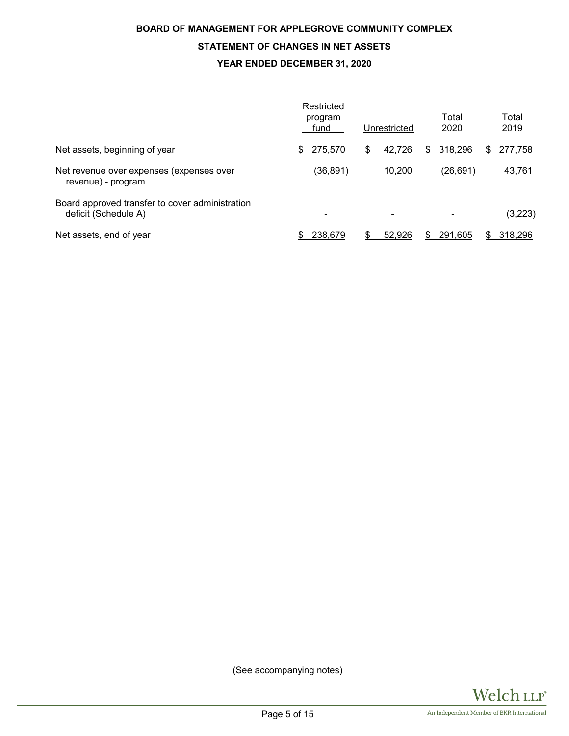**BOARD OF MANAGEMENT FOR APPLEGROVE COMMUNITY COMPLEX**

**STATEMENT OF CHANGES IN NET ASSETS**

**YEAR ENDED DECEMBER 31, 2020**

| | Restricted program fund | Unrestricted | Total 2020 | Total 2019 |
|---|---|---|---|---|
| Net assets, beginning of year | $ 275,570 | $ 42,726 | $ 318,296 | $ 277,758 |
| Net revenue over expenses (expenses over revenue) - program | (36,891) | 10,200 | (26,691) | 43,761 |
| Board approved transfer to cover administration deficit (Schedule A) | - | - | - | (3,223) |
| Net assets, end of year | $ 238,679 | $ 52,926 | $ 291,605 | $ 318,296 |

(See accompanying notes)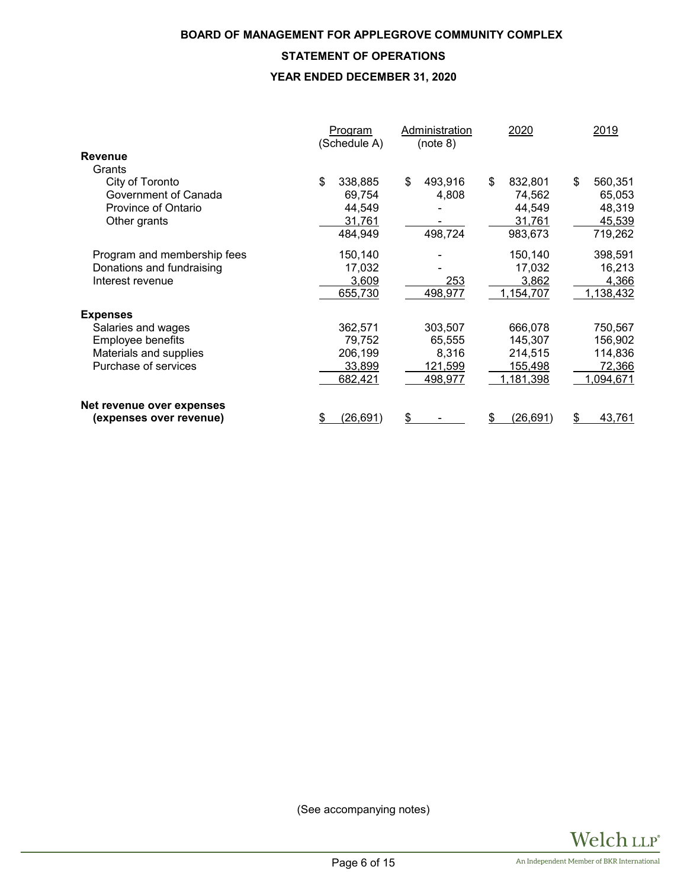**BOARD OF MANAGEMENT FOR APPLEGROVE COMMUNITY COMPLEX**

**STATEMENT OF OPERATIONS**

**YEAR ENDED DECEMBER 31, 2020**

| | Program (Schedule A) | Administration (note 8) | 2020 | 2019 |
|---|---|---|---|---|
| **Revenue** | | | | |
| Grants | | | | |
| City of Toronto | $ 338,885 | $ 493,916 | $ 832,801 | $ 560,351 |
| Government of Canada | 69,754 | 4,808 | 74,562 | 65,053 |
| Province of Ontario | 44,549 | - | 44,549 | 48,319 |
| Other grants | 31,761 | - | 31,761 | 45,539 |
| | 484,949 | 498,724 | 983,673 | 719,262 |
| Program and membership fees | 150,140 | - | 150,140 | 398,591 |
| Donations and fundraising | 17,032 | - | 17,032 | 16,213 |
| Interest revenue | 3,609 | 253 | 3,862 | 4,366 |
| | 655,730 | 498,977 | 1,154,707 | 1,138,432 |
| **Expenses** | | | | |
| Salaries and wages | 362,571 | 303,507 | 666,078 | 750,567 |
| Employee benefits | 79,752 | 65,555 | 145,307 | 156,902 |
| Materials and supplies | 206,199 | 8,316 | 214,515 | 114,836 |
| Purchase of services | 33,899 | 121,599 | 155,498 | 72,366 |
| | 682,421 | 498,977 | 1,181,398 | 1,094,671 |
| **Net revenue over expenses (expenses over revenue)** | $ (26,691) | $ - | $ (26,691) | $ 43,761 |

(See accompanying notes)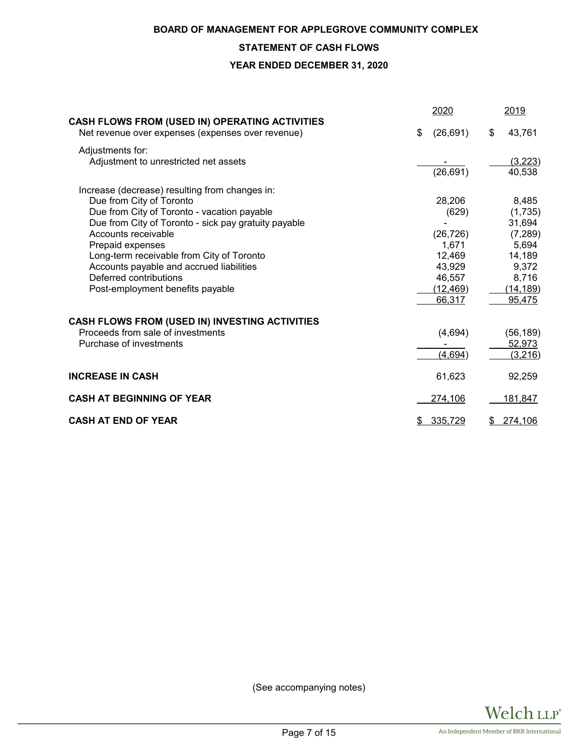**BOARD OF MANAGEMENT FOR APPLEGROVE COMMUNITY COMPLEX**

**STATEMENT OF CASH FLOWS**

**YEAR ENDED DECEMBER 31, 2020**

| | 2020 | 2019 |
|---|---|---|
| **CASH FLOWS FROM (USED IN) OPERATING ACTIVITIES** | | |
| Net revenue over expenses (expenses over revenue) | $ (26,691) | $ 43,761 |
| Adjustments for: | | |
| Adjustment to unrestricted net assets | - | (3,223) |
| | (26,691) | 40,538 |
| Increase (decrease) resulting from changes in: | | |
| Due from City of Toronto | 28,206 | 8,485 |
| Due from City of Toronto - vacation payable | (629) | (1,735) |
| Due from City of Toronto - sick pay gratuity payable | - | 31,694 |
| Accounts receivable | (26,726) | (7,289) |
| Prepaid expenses | 1,671 | 5,694 |
| Long-term receivable from City of Toronto | 12,469 | 14,189 |
| Accounts payable and accrued liabilities | 43,929 | 9,372 |
| Deferred contributions | 46,557 | 8,716 |
| Post-employment benefits payable | (12,469) | (14,189) |
| | 66,317 | 95,475 |
| **CASH FLOWS FROM (USED IN) INVESTING ACTIVITIES** | | |
| Proceeds from sale of investments | (4,694) | (56,189) |
| Purchase of investments | - | 52,973 |
| | (4,694) | (3,216) |
| **INCREASE IN CASH** | 61,623 | 92,259 |
| **CASH AT BEGINNING OF YEAR** | 274,106 | 181,847 |
| **CASH AT END OF YEAR** | $ 335,729 | $ 274,106 |

(See accompanying notes)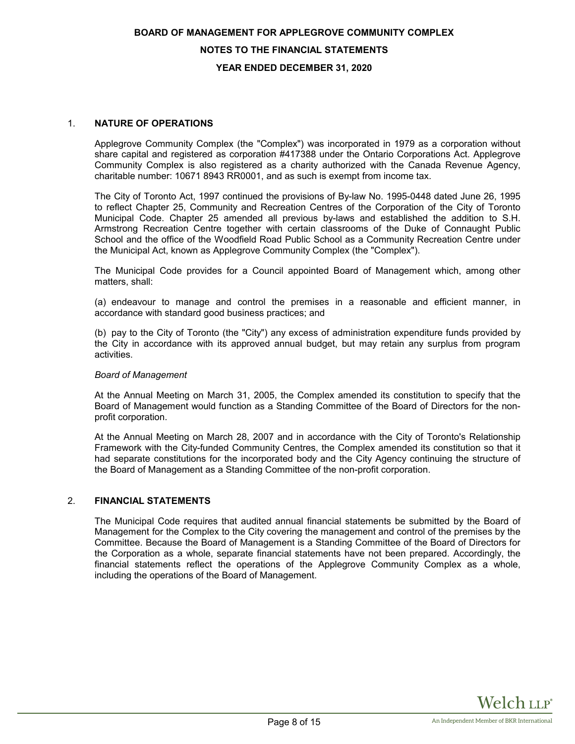**BOARD OF MANAGEMENT FOR APPLEGROVE COMMUNITY COMPLEX**

**NOTES TO THE FINANCIAL STATEMENTS**

**YEAR ENDED DECEMBER 31, 2020**

## 1. NATURE OF OPERATIONS

Applegrove Community Complex (the "Complex") was incorporated in 1979 as a corporation without share capital and registered as corporation #417388 under the Ontario Corporations Act. Applegrove Community Complex is also registered as a charity authorized with the Canada Revenue Agency, charitable number: 10671 8943 RR0001, and as such is exempt from income tax.

The City of Toronto Act, 1997 continued the provisions of By-law No. 1995-0448 dated June 26, 1995 to reflect Chapter 25, Community and Recreation Centres of the Corporation of the City of Toronto Municipal Code. Chapter 25 amended all previous by-laws and established the addition to S.H. Armstrong Recreation Centre together with certain classrooms of the Duke of Connaught Public School and the office of the Woodfield Road Public School as a Community Recreation Centre under the Municipal Act, known as Applegrove Community Complex (the "Complex").

The Municipal Code provides for a Council appointed Board of Management which, among other matters, shall:

(a) endeavour to manage and control the premises in a reasonable and efficient manner, in accordance with standard good business practices; and

(b) pay to the City of Toronto (the "City") any excess of administration expenditure funds provided by the City in accordance with its approved annual budget, but may retain any surplus from program activities.

*Board of Management*

At the Annual Meeting on March 31, 2005, the Complex amended its constitution to specify that the Board of Management would function as a Standing Committee of the Board of Directors for the non-profit corporation.

At the Annual Meeting on March 28, 2007 and in accordance with the City of Toronto's Relationship Framework with the City-funded Community Centres, the Complex amended its constitution so that it had separate constitutions for the incorporated body and the City Agency continuing the structure of the Board of Management as a Standing Committee of the non-profit corporation.

## 2. FINANCIAL STATEMENTS

The Municipal Code requires that audited annual financial statements be submitted by the Board of Management for the Complex to the City covering the management and control of the premises by the Committee. Because the Board of Management is a Standing Committee of the Board of Directors for the Corporation as a whole, separate financial statements have not been prepared. Accordingly, the financial statements reflect the operations of the Applegrove Community Complex as a whole, including the operations of the Board of Management.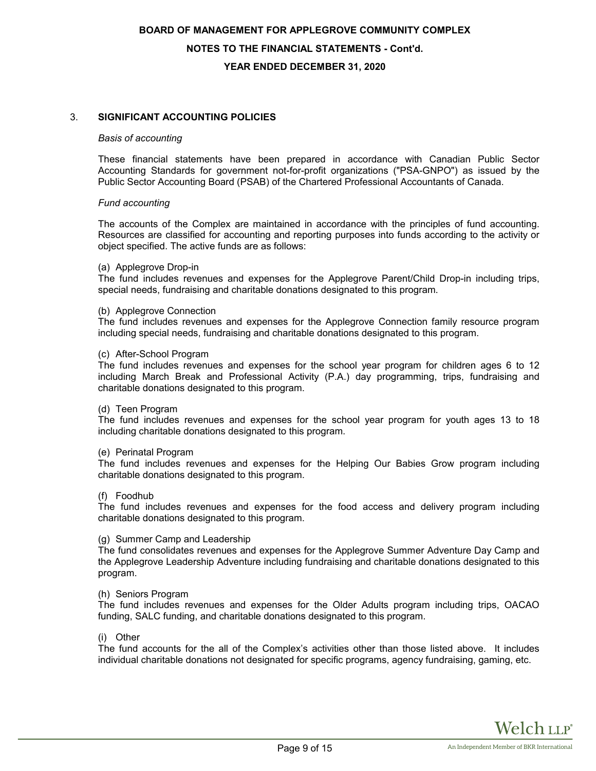## 3. SIGNIFICANT ACCOUNTING POLICIES

*Basis of accounting*

These financial statements have been prepared in accordance with Canadian Public Sector Accounting Standards for government not-for-profit organizations ("PSA-GNPO") as issued by the Public Sector Accounting Board (PSAB) of the Chartered Professional Accountants of Canada.

*Fund accounting*

The accounts of the Complex are maintained in accordance with the principles of fund accounting. Resources are classified for accounting and reporting purposes into funds according to the activity or object specified. The active funds are as follows:

(a) Applegrove Drop-in
The fund includes revenues and expenses for the Applegrove Parent/Child Drop-in including trips, special needs, fundraising and charitable donations designated to this program.

(b) Applegrove Connection
The fund includes revenues and expenses for the Applegrove Connection family resource program including special needs, fundraising and charitable donations designated to this program.

(c) After-School Program
The fund includes revenues and expenses for the school year program for children ages 6 to 12 including March Break and Professional Activity (P.A.) day programming, trips, fundraising and charitable donations designated to this program.

(d) Teen Program
The fund includes revenues and expenses for the school year program for youth ages 13 to 18 including charitable donations designated to this program.

(e) Perinatal Program
The fund includes revenues and expenses for the Helping Our Babies Grow program including charitable donations designated to this program.

(f) Foodhub
The fund includes revenues and expenses for the food access and delivery program including charitable donations designated to this program.

(g) Summer Camp and Leadership
The fund consolidates revenues and expenses for the Applegrove Summer Adventure Day Camp and the Applegrove Leadership Adventure including fundraising and charitable donations designated to this program.

(h) Seniors Program
The fund includes revenues and expenses for the Older Adults program including trips, OACAO funding, SALC funding, and charitable donations designated to this program.

(i) Other
The fund accounts for the all of the Complex's activities other than those listed above. It includes individual charitable donations not designated for specific programs, agency fundraising, gaming, etc.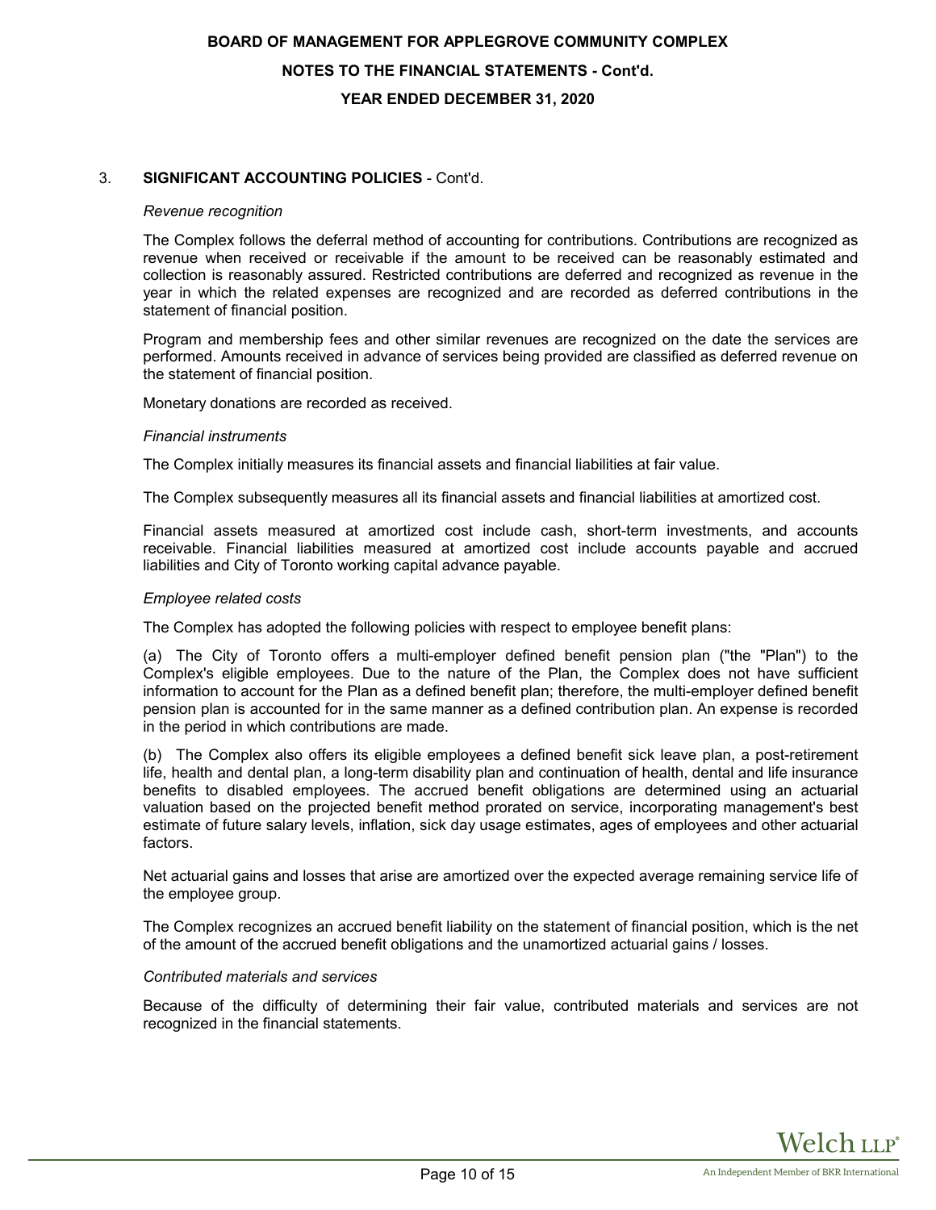### 3. SIGNIFICANT ACCOUNTING POLICIES - Cont'd.

*Revenue recognition*

The Complex follows the deferral method of accounting for contributions. Contributions are recognized as revenue when received or receivable if the amount to be received can be reasonably estimated and collection is reasonably assured. Restricted contributions are deferred and recognized as revenue in the year in which the related expenses are recognized and are recorded as deferred contributions in the statement of financial position.

Program and membership fees and other similar revenues are recognized on the date the services are performed. Amounts received in advance of services being provided are classified as deferred revenue on the statement of financial position.

Monetary donations are recorded as received.

*Financial instruments*

The Complex initially measures its financial assets and financial liabilities at fair value.

The Complex subsequently measures all its financial assets and financial liabilities at amortized cost.

Financial assets measured at amortized cost include cash, short-term investments, and accounts receivable. Financial liabilities measured at amortized cost include accounts payable and accrued liabilities and City of Toronto working capital advance payable.

*Employee related costs*

The Complex has adopted the following policies with respect to employee benefit plans:

(a) The City of Toronto offers a multi-employer defined benefit pension plan ("the "Plan") to the Complex's eligible employees. Due to the nature of the Plan, the Complex does not have sufficient information to account for the Plan as a defined benefit plan; therefore, the multi-employer defined benefit pension plan is accounted for in the same manner as a defined contribution plan. An expense is recorded in the period in which contributions are made.

(b) The Complex also offers its eligible employees a defined benefit sick leave plan, a post-retirement life, health and dental plan, a long-term disability plan and continuation of health, dental and life insurance benefits to disabled employees. The accrued benefit obligations are determined using an actuarial valuation based on the projected benefit method prorated on service, incorporating management's best estimate of future salary levels, inflation, sick day usage estimates, ages of employees and other actuarial factors.

Net actuarial gains and losses that arise are amortized over the expected average remaining service life of the employee group.

The Complex recognizes an accrued benefit liability on the statement of financial position, which is the net of the amount of the accrued benefit obligations and the unamortized actuarial gains / losses.

*Contributed materials and services*

Because of the difficulty of determining their fair value, contributed materials and services are not recognized in the financial statements.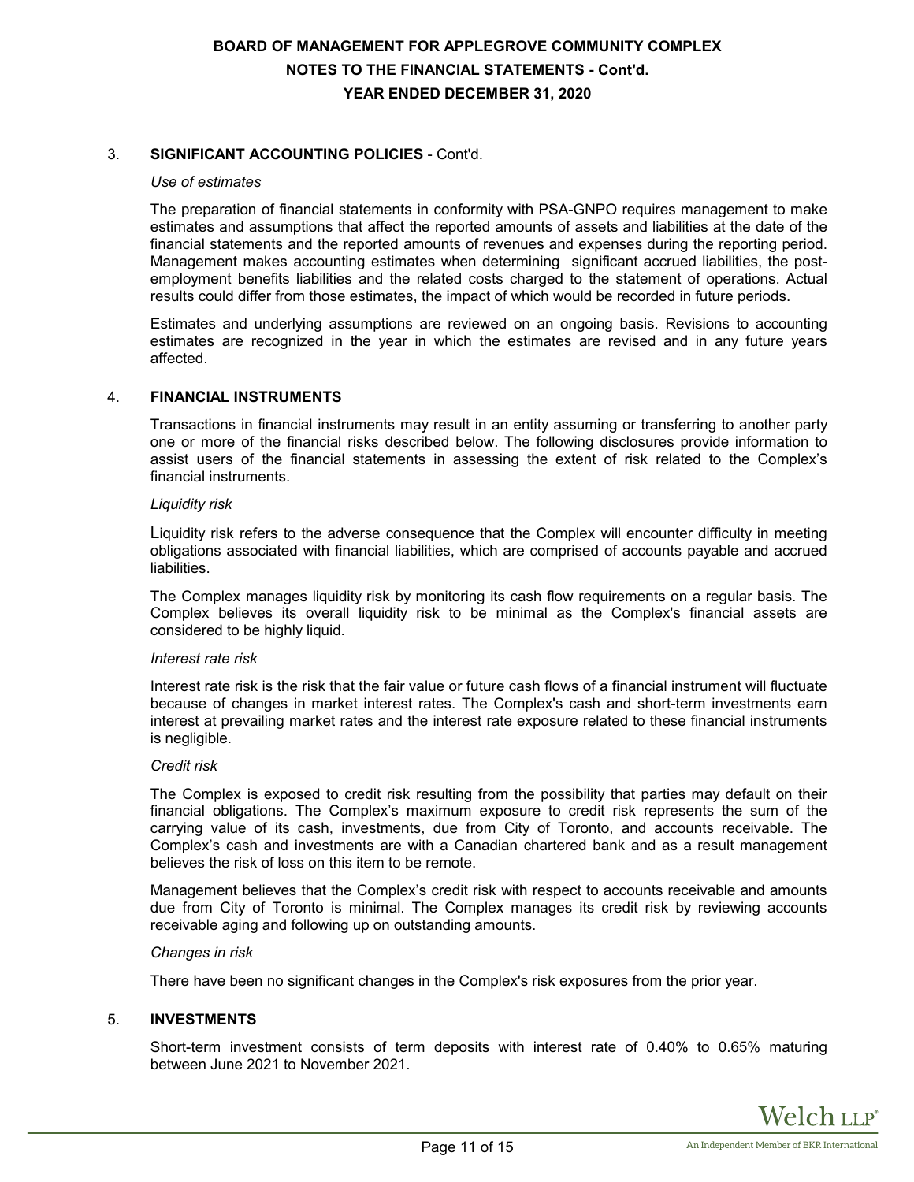## 3. SIGNIFICANT ACCOUNTING POLICIES - Cont'd.

*Use of estimates*

The preparation of financial statements in conformity with PSA-GNPO requires management to make estimates and assumptions that affect the reported amounts of assets and liabilities at the date of the financial statements and the reported amounts of revenues and expenses during the reporting period. Management makes accounting estimates when determining significant accrued liabilities, the post-employment benefits liabilities and the related costs charged to the statement of operations. Actual results could differ from those estimates, the impact of which would be recorded in future periods.

Estimates and underlying assumptions are reviewed on an ongoing basis. Revisions to accounting estimates are recognized in the year in which the estimates are revised and in any future years affected.

## 4. FINANCIAL INSTRUMENTS

Transactions in financial instruments may result in an entity assuming or transferring to another party one or more of the financial risks described below. The following disclosures provide information to assist users of the financial statements in assessing the extent of risk related to the Complex's financial instruments.

*Liquidity risk*

Liquidity risk refers to the adverse consequence that the Complex will encounter difficulty in meeting obligations associated with financial liabilities, which are comprised of accounts payable and accrued liabilities.

The Complex manages liquidity risk by monitoring its cash flow requirements on a regular basis. The Complex believes its overall liquidity risk to be minimal as the Complex's financial assets are considered to be highly liquid.

*Interest rate risk*

Interest rate risk is the risk that the fair value or future cash flows of a financial instrument will fluctuate because of changes in market interest rates. The Complex's cash and short-term investments earn interest at prevailing market rates and the interest rate exposure related to these financial instruments is negligible.

*Credit risk*

The Complex is exposed to credit risk resulting from the possibility that parties may default on their financial obligations. The Complex's maximum exposure to credit risk represents the sum of the carrying value of its cash, investments, due from City of Toronto, and accounts receivable. The Complex's cash and investments are with a Canadian chartered bank and as a result management believes the risk of loss on this item to be remote.

Management believes that the Complex's credit risk with respect to accounts receivable and amounts due from City of Toronto is minimal. The Complex manages its credit risk by reviewing accounts receivable aging and following up on outstanding amounts.

*Changes in risk*

There have been no significant changes in the Complex's risk exposures from the prior year.

## 5. INVESTMENTS

Short-term investment consists of term deposits with interest rate of 0.40% to 0.65% maturing between June 2021 to November 2021.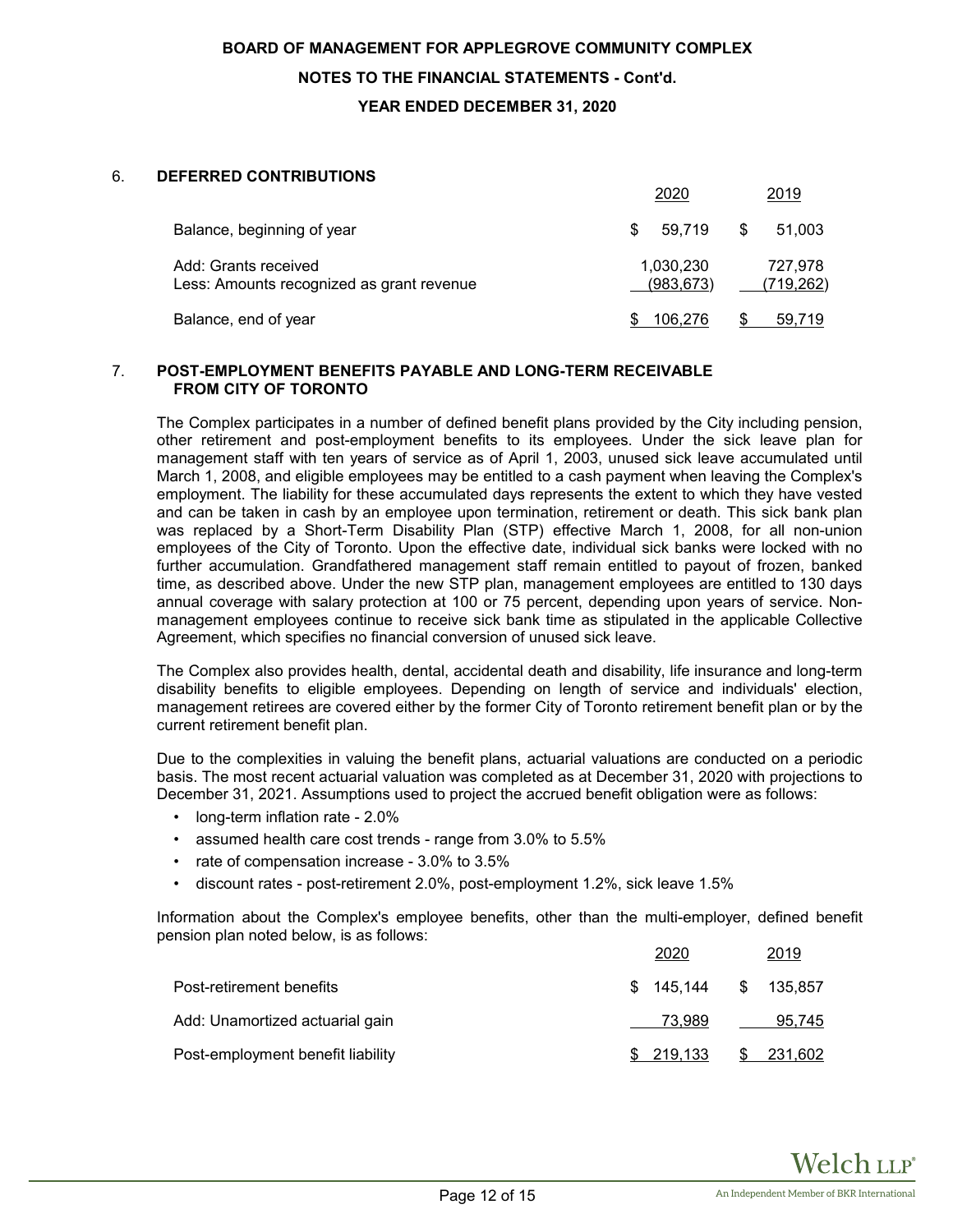**BOARD OF MANAGEMENT FOR APPLEGROVE COMMUNITY COMPLEX**

**NOTES TO THE FINANCIAL STATEMENTS - Cont'd.**

**YEAR ENDED DECEMBER 31, 2020**

## 6. DEFERRED CONTRIBUTIONS

| | 2020 | 2019 |
|---|---|---|
| Balance, beginning of year | $ 59,719 | $ 51,003 |
| Add: Grants received | 1,030,230 | 727,978 |
| Less: Amounts recognized as grant revenue | (983,673) | (719,262) |
| Balance, end of year | $ 106,276 | $ 59,719 |

## 7. POST-EMPLOYMENT BENEFITS PAYABLE AND LONG-TERM RECEIVABLE FROM CITY OF TORONTO

The Complex participates in a number of defined benefit plans provided by the City including pension, other retirement and post-employment benefits to its employees. Under the sick leave plan for management staff with ten years of service as of April 1, 2003, unused sick leave accumulated until March 1, 2008, and eligible employees may be entitled to a cash payment when leaving the Complex's employment. The liability for these accumulated days represents the extent to which they have vested and can be taken in cash by an employee upon termination, retirement or death. This sick bank plan was replaced by a Short-Term Disability Plan (STP) effective March 1, 2008, for all non-union employees of the City of Toronto. Upon the effective date, individual sick banks were locked with no further accumulation. Grandfathered management staff remain entitled to payout of frozen, banked time, as described above. Under the new STP plan, management employees are entitled to 130 days annual coverage with salary protection at 100 or 75 percent, depending upon years of service. Non-management employees continue to receive sick bank time as stipulated in the applicable Collective Agreement, which specifies no financial conversion of unused sick leave.

The Complex also provides health, dental, accidental death and disability, life insurance and long-term disability benefits to eligible employees. Depending on length of service and individuals' election, management retirees are covered either by the former City of Toronto retirement benefit plan or by the current retirement benefit plan.

Due to the complexities in valuing the benefit plans, actuarial valuations are conducted on a periodic basis. The most recent actuarial valuation was completed as at December 31, 2020 with projections to December 31, 2021. Assumptions used to project the accrued benefit obligation were as follows:

- long-term inflation rate - 2.0%
- assumed health care cost trends - range from 3.0% to 5.5%
- rate of compensation increase - 3.0% to 3.5%
- discount rates - post-retirement 2.0%, post-employment 1.2%, sick leave 1.5%

Information about the Complex's employee benefits, other than the multi-employer, defined benefit pension plan noted below, is as follows:

| | 2020 | 2019 |
|---|---|---|
| Post-retirement benefits | $ 145,144 | $ 135,857 |
| Add: Unamortized actuarial gain | 73,989 | 95,745 |
| Post-employment benefit liability | $ 219,133 | $ 231,602 |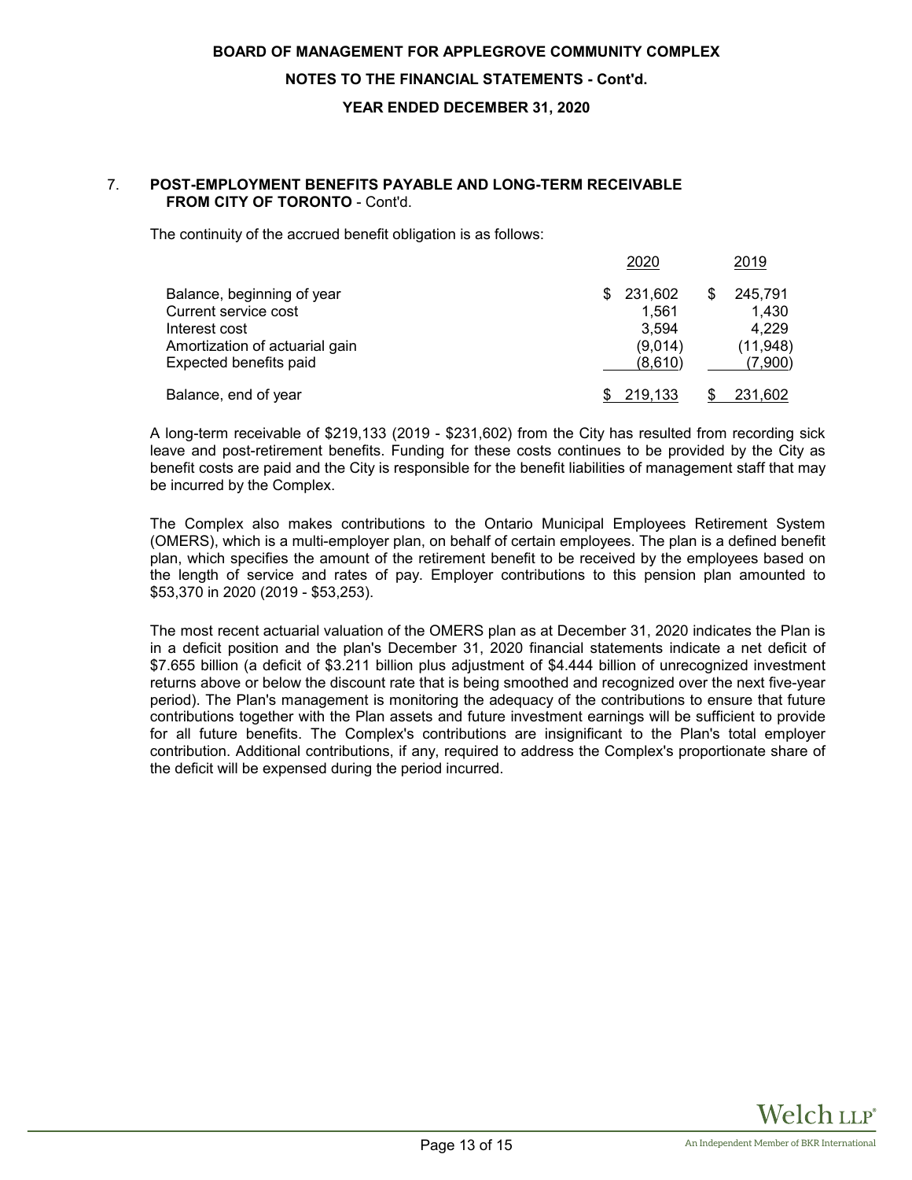## 7. POST-EMPLOYMENT BENEFITS PAYABLE AND LONG-TERM RECEIVABLE FROM CITY OF TORONTO - Cont'd.

The continuity of the accrued benefit obligation is as follows:

| | 2020 | 2019 |
|---|---|---|
| Balance, beginning of year | $ 231,602 | $ 245,791 |
| Current service cost | 1,561 | 1,430 |
| Interest cost | 3,594 | 4,229 |
| Amortization of actuarial gain | (9,014) | (11,948) |
| Expected benefits paid | (8,610) | (7,900) |
| Balance, end of year | $ 219,133 | $ 231,602 |

A long-term receivable of $219,133 (2019 - $231,602) from the City has resulted from recording sick leave and post-retirement benefits. Funding for these costs continues to be provided by the City as benefit costs are paid and the City is responsible for the benefit liabilities of management staff that may be incurred by the Complex.

The Complex also makes contributions to the Ontario Municipal Employees Retirement System (OMERS), which is a multi-employer plan, on behalf of certain employees. The plan is a defined benefit plan, which specifies the amount of the retirement benefit to be received by the employees based on the length of service and rates of pay. Employer contributions to this pension plan amounted to $53,370 in 2020 (2019 - $53,253).

The most recent actuarial valuation of the OMERS plan as at December 31, 2020 indicates the Plan is in a deficit position and the plan's December 31, 2020 financial statements indicate a net deficit of $7.655 billion (a deficit of $3.211 billion plus adjustment of $4.444 billion of unrecognized investment returns above or below the discount rate that is being smoothed and recognized over the next five-year period). The Plan's management is monitoring the adequacy of the contributions to ensure that future contributions together with the Plan assets and future investment earnings will be sufficient to provide for all future benefits. The Complex's contributions are insignificant to the Plan's total employer contribution. Additional contributions, if any, required to address the Complex's proportionate share of the deficit will be expensed during the period incurred.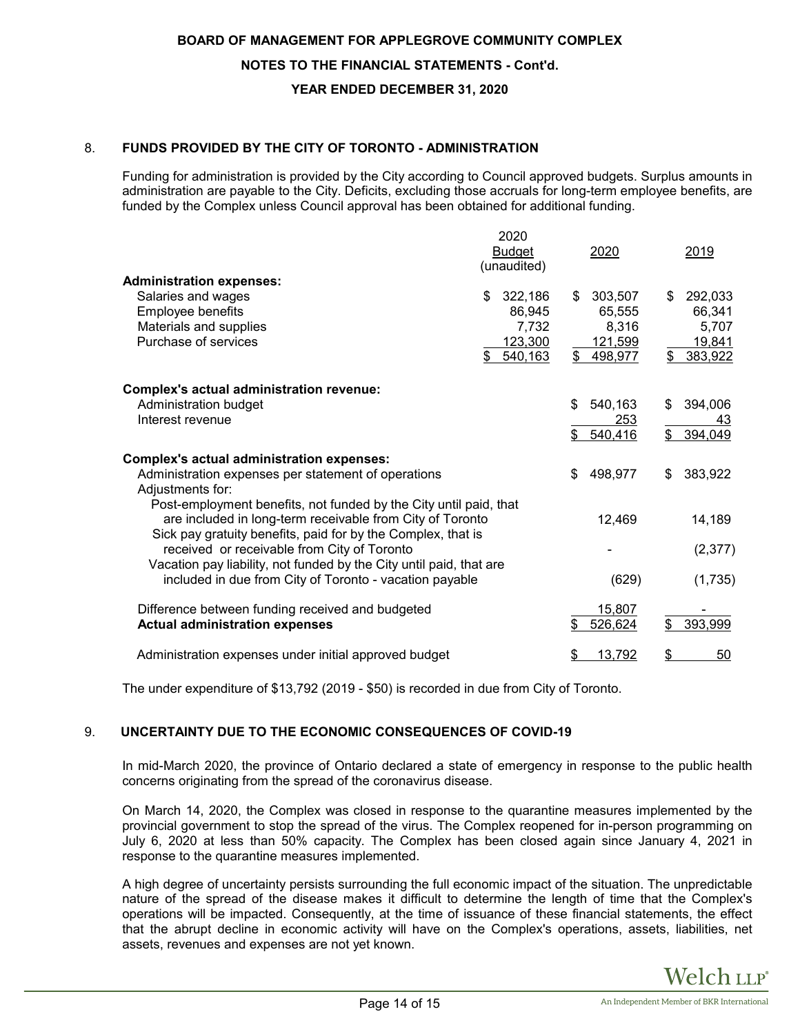# BOARD OF MANAGEMENT FOR APPLEGROVE COMMUNITY COMPLEX

## NOTES TO THE FINANCIAL STATEMENTS - Cont'd.

## YEAR ENDED DECEMBER 31, 2020

### 8. FUNDS PROVIDED BY THE CITY OF TORONTO - ADMINISTRATION

Funding for administration is provided by the City according to Council approved budgets. Surplus amounts in administration are payable to the City. Deficits, excluding those accruals for long-term employee benefits, are funded by the Complex unless Council approval has been obtained for additional funding.

| | 2020 Budget (unaudited) | 2020 | 2019 |
|---|---|---|---|
| **Administration expenses:** | | | |
| Salaries and wages | $ 322,186 | $ 303,507 | $ 292,033 |
| Employee benefits | 86,945 | 65,555 | 66,341 |
| Materials and supplies | 7,732 | 8,316 | 5,707 |
| Purchase of services | 123,300 | 121,599 | 19,841 |
| | $ 540,163 | $ 498,977 | $ 383,922 |
| **Complex's actual administration revenue:** | | | |
| Administration budget | | $ 540,163 | $ 394,006 |
| Interest revenue | | 253 | 43 |
| | | $ 540,416 | $ 394,049 |
| **Complex's actual administration expenses:** | | | |
| Administration expenses per statement of operations | | $ 498,977 | $ 383,922 |
| Adjustments for: | | | |
| Post-employment benefits, not funded by the City until paid, that are included in long-term receivable from City of Toronto | | 12,469 | 14,189 |
| Sick pay gratuity benefits, paid for by the Complex, that is received or receivable from City of Toronto | | - | (2,377) |
| Vacation pay liability, not funded by the City until paid, that are included in due from City of Toronto - vacation payable | | (629) | (1,735) |
| Difference between funding received and budgeted | | 15,807 | - |
| **Actual administration expenses** | | $ 526,624 | $ 393,999 |
| Administration expenses under initial approved budget | | $ 13,792 | $ 50 |

The under expenditure of $13,792 (2019 - $50) is recorded in due from City of Toronto.

### 9. UNCERTAINTY DUE TO THE ECONOMIC CONSEQUENCES OF COVID-19

In mid-March 2020, the province of Ontario declared a state of emergency in response to the public health concerns originating from the spread of the coronavirus disease.

On March 14, 2020, the Complex was closed in response to the quarantine measures implemented by the provincial government to stop the spread of the virus. The Complex reopened for in-person programming on July 6, 2020 at less than 50% capacity. The Complex has been closed again since January 4, 2021 in response to the quarantine measures implemented.

A high degree of uncertainty persists surrounding the full economic impact of the situation. The unpredictable nature of the spread of the disease makes it difficult to determine the length of time that the Complex's operations will be impacted. Consequently, at the time of issuance of these financial statements, the effect that the abrupt decline in economic activity will have on the Complex's operations, assets, liabilities, net assets, revenues and expenses are not yet known.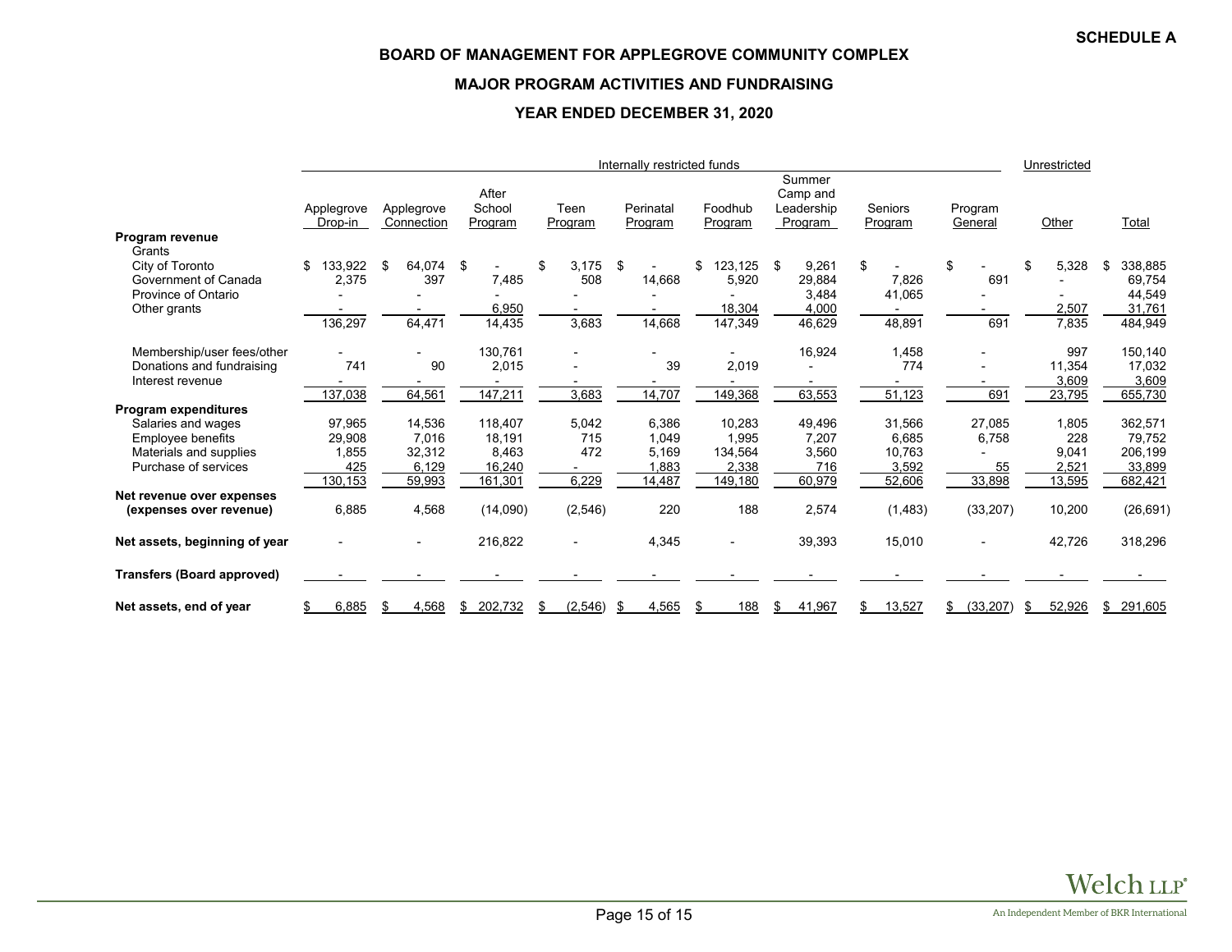**SCHEDULE A**

## BOARD OF MANAGEMENT FOR APPLEGROVE COMMUNITY COMPLEX

### MAJOR PROGRAM ACTIVITIES AND FUNDRAISING

### YEAR ENDED DECEMBER 31, 2020

| | Internally restricted funds | | | | | | | | | Unrestricted | |
|---|---|---|---|---|---|---|---|---|---|---|---|
| | Applegrove Drop-in | Applegrove Connection | After School Program | Teen Program | Perinatal Program | Foodhub Program | Summer Camp and Leadership Program | Seniors Program | Program General | Other | Total |
| **Program revenue** | | | | | | | | | | | |
| Grants | | | | | | | | | | | |
| City of Toronto | $ 133,922 | $ 64,074 | $ - | $ 3,175 | $ - | $ 123,125 | $ 9,261 | $ - | $ - | $ 5,328 | $ 338,885 |
| Government of Canada | 2,375 | 397 | 7,485 | 508 | 14,668 | 5,920 | 29,884 | 7,826 | 691 | - | 69,754 |
| Province of Ontario | - | - | - | - | - | - | 3,484 | 41,065 | - | - | 44,549 |
| Other grants | - | - | 6,950 | - | - | 18,304 | 4,000 | - | - | 2,507 | 31,761 |
| | 136,297 | 64,471 | 14,435 | 3,683 | 14,668 | 147,349 | 46,629 | 48,891 | 691 | 7,835 | 484,949 |
| Membership/user fees/other | - | - | 130,761 | - | - | - | 16,924 | 1,458 | - | 997 | 150,140 |
| Donations and fundraising | 741 | 90 | 2,015 | - | 39 | 2,019 | - | 774 | - | 11,354 | 17,032 |
| Interest revenue | - | - | - | - | - | - | - | - | - | 3,609 | 3,609 |
| | 137,038 | 64,561 | 147,211 | 3,683 | 14,707 | 149,368 | 63,553 | 51,123 | 691 | 23,795 | 655,730 |
| **Program expenditures** | | | | | | | | | | | |
| Salaries and wages | 97,965 | 14,536 | 118,407 | 5,042 | 6,386 | 10,283 | 49,496 | 31,566 | 27,085 | 1,805 | 362,571 |
| Employee benefits | 29,908 | 7,016 | 18,191 | 715 | 1,049 | 1,995 | 7,207 | 6,685 | 6,758 | 228 | 79,752 |
| Materials and supplies | 1,855 | 32,312 | 8,463 | 472 | 5,169 | 134,564 | 3,560 | 10,763 | - | 9,041 | 206,199 |
| Purchase of services | 425 | 6,129 | 16,240 | - | 1,883 | 2,338 | 716 | 3,592 | 55 | 2,521 | 33,899 |
| | 130,153 | 59,993 | 161,301 | 6,229 | 14,487 | 149,180 | 60,979 | 52,606 | 33,898 | 13,595 | 682,421 |
| **Net revenue over expenses (expenses over revenue)** | 6,885 | 4,568 | (14,090) | (2,546) | 220 | 188 | 2,574 | (1,483) | (33,207) | 10,200 | (26,691) |
| **Net assets, beginning of year** | - | - | 216,822 | - | 4,345 | - | 39,393 | 15,010 | - | 42,726 | 318,296 |
| **Transfers (Board approved)** | - | - | - | - | - | - | - | - | - | - | - |
| **Net assets, end of year** | $ 6,885 | $ 4,568 | $ 202,732 | $ (2,546) | $ 4,565 | $ 188 | $ 41,967 | $ 13,527 | $ (33,207) | $ 52,926 | $ 291,605 |

Welch LLP
An Independent Member of BKR International